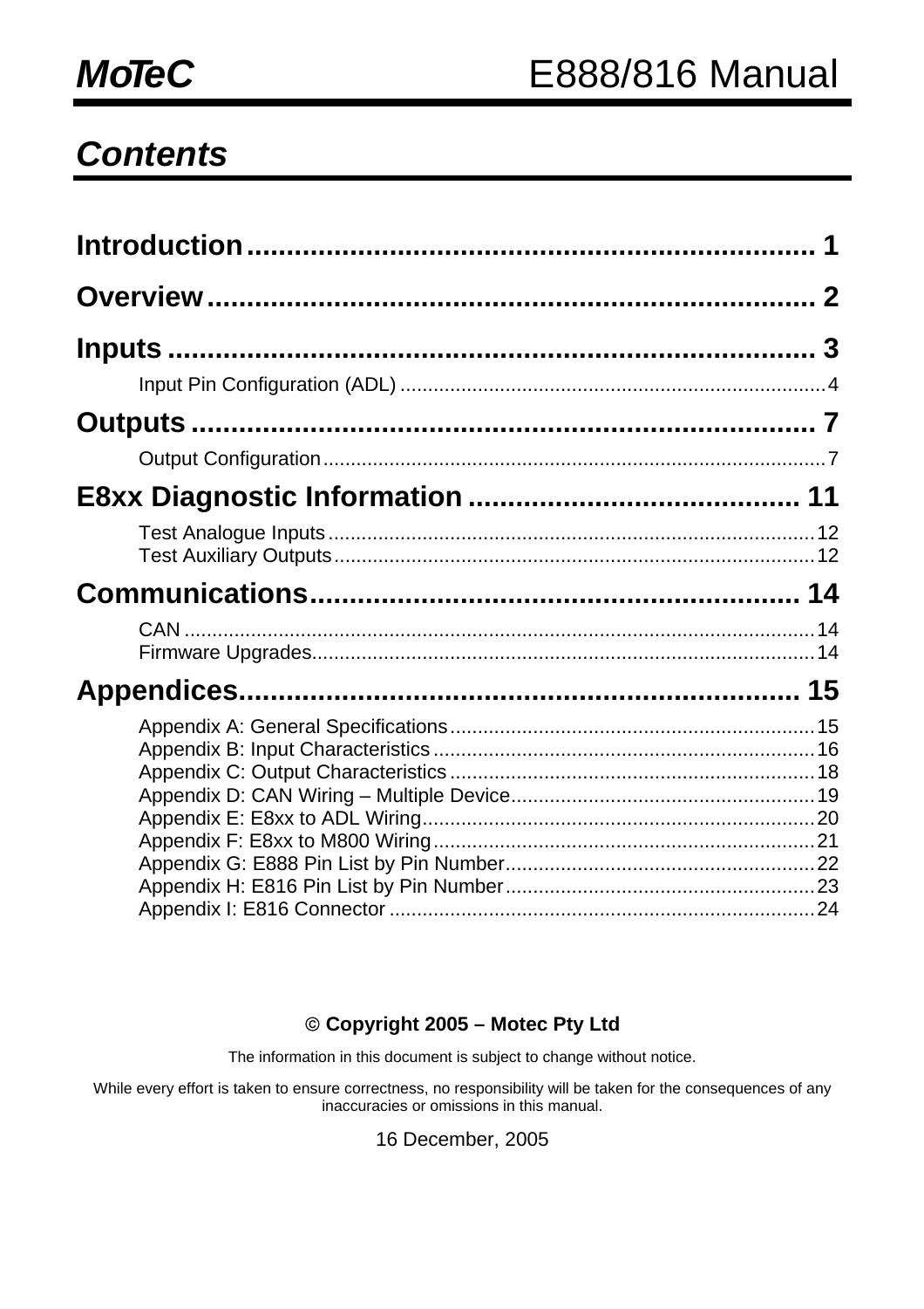# Contents

**Introduction** ........................................................................ 1

**Overview** ........................................................................ 2

**Inputs** ........................................................................ 3

- Input Pin Configuration (ADL) ........................................................................ 4

**Outputs** ........................................................................ 7

- Output Configuration ........................................................................ 7

**E8xx Diagnostic Information** ........................................................................ 11

- Test Analogue Inputs ........................................................................ 12
- Test Auxiliary Outputs ........................................................................ 12

**Communications** ........................................................................ 14

- CAN ........................................................................ 14
- Firmware Upgrades ........................................................................ 14

**Appendices** ........................................................................ 15

- Appendix A: General Specifications ........................................................................ 15
- Appendix B: Input Characteristics ........................................................................ 16
- Appendix C: Output Characteristics ........................................................................ 18
- Appendix D: CAN Wiring – Multiple Device ........................................................................ 19
- Appendix E: E8xx to ADL Wiring ........................................................................ 20
- Appendix F: E8xx to M800 Wiring ........................................................................ 21
- Appendix G: E888 Pin List by Pin Number ........................................................................ 22
- Appendix H: E816 Pin List by Pin Number ........................................................................ 23
- Appendix I: E816 Connector ........................................................................ 24

**© Copyright 2005 – Motec Pty Ltd**

The information in this document is subject to change without notice.

While every effort is taken to ensure correctness, no responsibility will be taken for the consequences of any inaccuracies or omissions in this manual.

16 December, 2005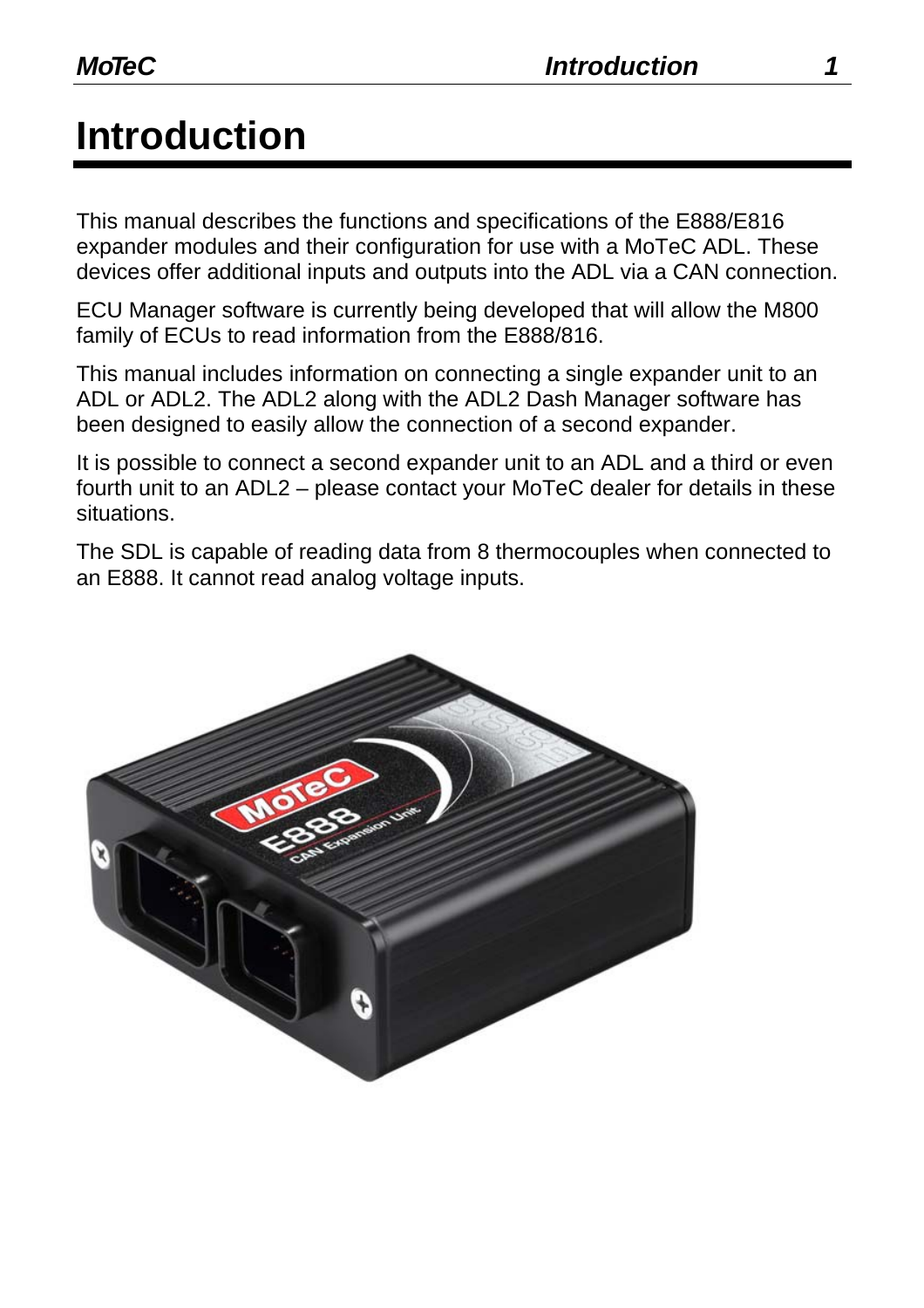# Introduction

This manual describes the functions and specifications of the E888/E816 expander modules and their configuration for use with a MoTeC ADL. These devices offer additional inputs and outputs into the ADL via a CAN connection.

ECU Manager software is currently being developed that will allow the M800 family of ECUs to read information from the E888/816.

This manual includes information on connecting a single expander unit to an ADL or ADL2. The ADL2 along with the ADL2 Dash Manager software has been designed to easily allow the connection of a second expander.

It is possible to connect a second expander unit to an ADL and a third or even fourth unit to an ADL2 – please contact your MoTeC dealer for details in these situations.

The SDL is capable of reading data from 8 thermocouples when connected to an E888. It cannot read analog voltage inputs.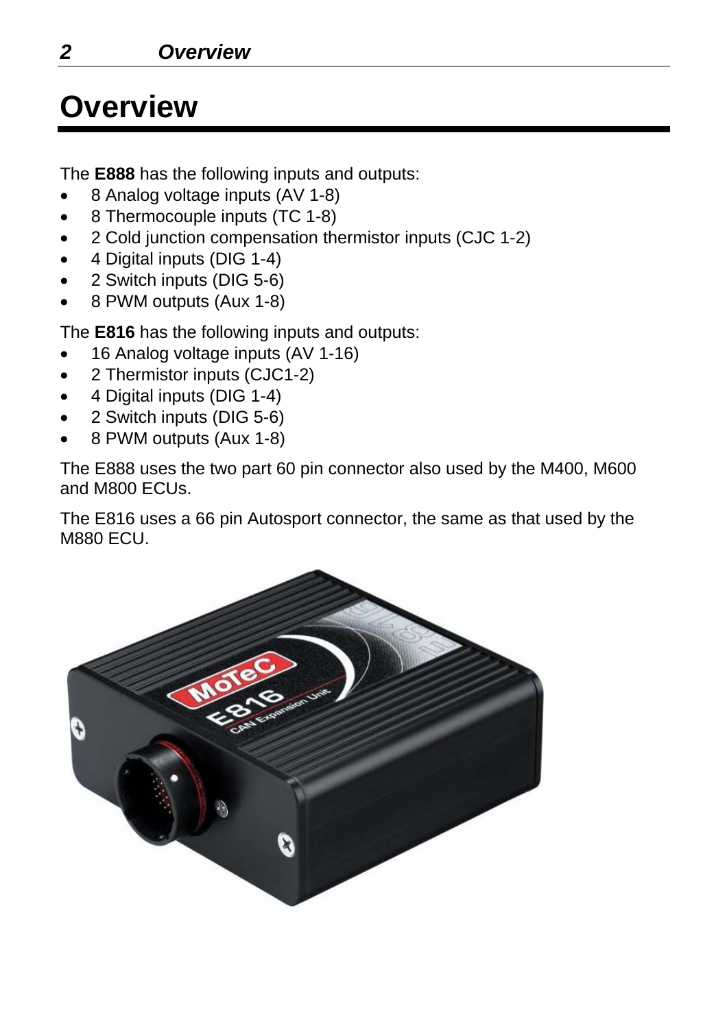# Overview

The **E888** has the following inputs and outputs:

- 8 Analog voltage inputs (AV 1-8)
- 8 Thermocouple inputs (TC 1-8)
- 2 Cold junction compensation thermistor inputs (CJC 1-2)
- 4 Digital inputs (DIG 1-4)
- 2 Switch inputs (DIG 5-6)
- 8 PWM outputs (Aux 1-8)

The **E816** has the following inputs and outputs:

- 16 Analog voltage inputs (AV 1-16)
- 2 Thermistor inputs (CJC1-2)
- 4 Digital inputs (DIG 1-4)
- 2 Switch inputs (DIG 5-6)
- 8 PWM outputs (Aux 1-8)

The E888 uses the two part 60 pin connector also used by the M400, M600 and M800 ECUs.

The E816 uses a 66 pin Autosport connector, the same as that used by the M880 ECU.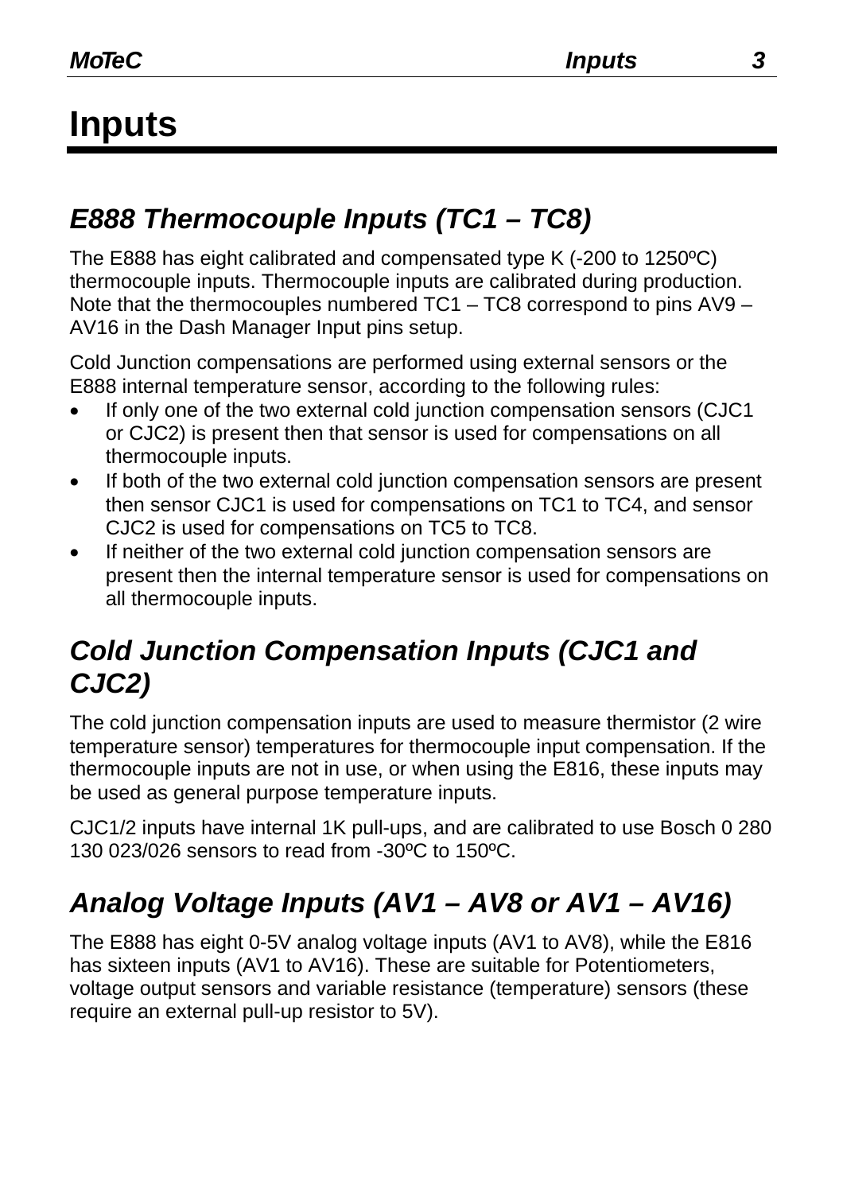# Inputs

## E888 Thermocouple Inputs (TC1 – TC8)

The E888 has eight calibrated and compensated type K (-200 to 1250ºC) thermocouple inputs. Thermocouple inputs are calibrated during production. Note that the thermocouples numbered TC1 – TC8 correspond to pins AV9 – AV16 in the Dash Manager Input pins setup.

Cold Junction compensations are performed using external sensors or the E888 internal temperature sensor, according to the following rules:

- If only one of the two external cold junction compensation sensors (CJC1 or CJC2) is present then that sensor is used for compensations on all thermocouple inputs.
- If both of the two external cold junction compensation sensors are present then sensor CJC1 is used for compensations on TC1 to TC4, and sensor CJC2 is used for compensations on TC5 to TC8.
- If neither of the two external cold junction compensation sensors are present then the internal temperature sensor is used for compensations on all thermocouple inputs.

## Cold Junction Compensation Inputs (CJC1 and CJC2)

The cold junction compensation inputs are used to measure thermistor (2 wire temperature sensor) temperatures for thermocouple input compensation. If the thermocouple inputs are not in use, or when using the E816, these inputs may be used as general purpose temperature inputs.

CJC1/2 inputs have internal 1K pull-ups, and are calibrated to use Bosch 0 280 130 023/026 sensors to read from -30ºC to 150ºC.

## Analog Voltage Inputs (AV1 – AV8 or AV1 – AV16)

The E888 has eight 0-5V analog voltage inputs (AV1 to AV8), while the E816 has sixteen inputs (AV1 to AV16). These are suitable for Potentiometers, voltage output sensors and variable resistance (temperature) sensors (these require an external pull-up resistor to 5V).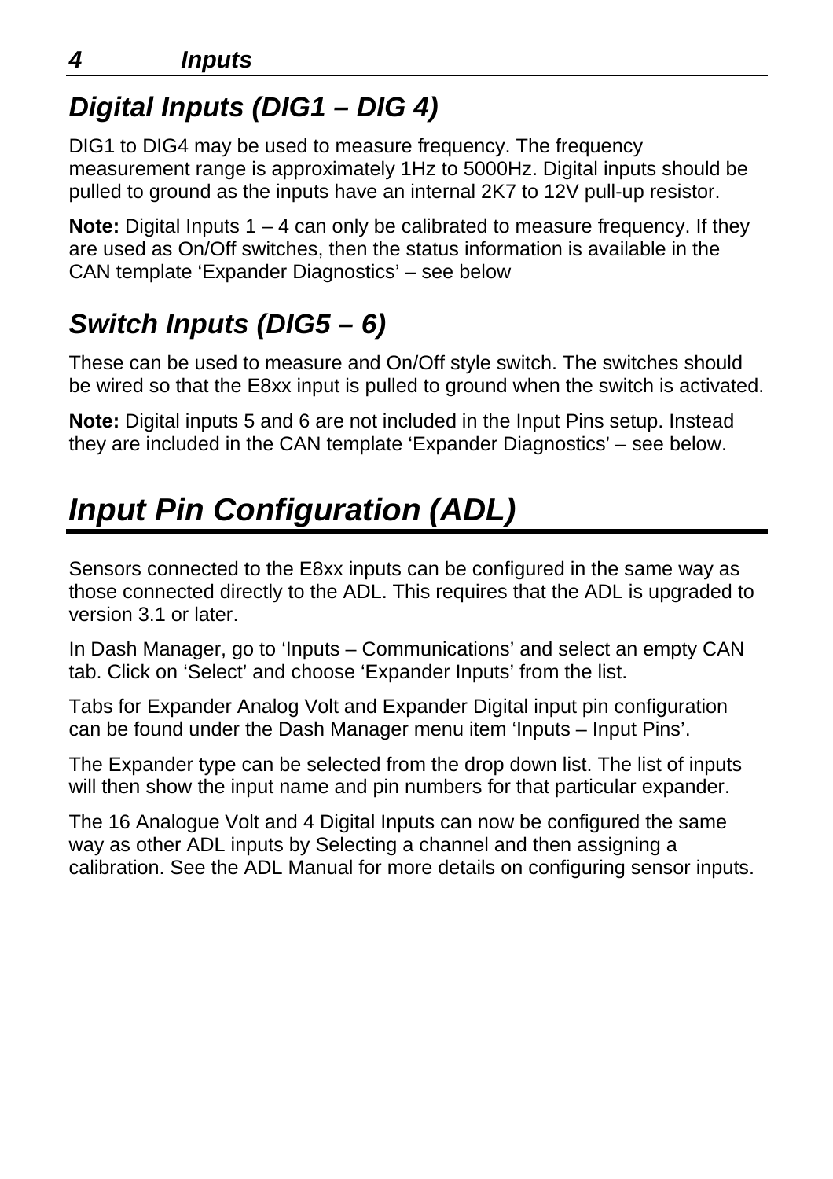## Digital Inputs (DIG1 – DIG 4)

DIG1 to DIG4 may be used to measure frequency. The frequency measurement range is approximately 1Hz to 5000Hz. Digital inputs should be pulled to ground as the inputs have an internal 2K7 to 12V pull-up resistor.

**Note:** Digital Inputs 1 – 4 can only be calibrated to measure frequency. If they are used as On/Off switches, then the status information is available in the CAN template 'Expander Diagnostics' – see below

## Switch Inputs (DIG5 – 6)

These can be used to measure and On/Off style switch. The switches should be wired so that the E8xx input is pulled to ground when the switch is activated.

**Note:** Digital inputs 5 and 6 are not included in the Input Pins setup. Instead they are included in the CAN template 'Expander Diagnostics' – see below.

# Input Pin Configuration (ADL)

Sensors connected to the E8xx inputs can be configured in the same way as those connected directly to the ADL. This requires that the ADL is upgraded to version 3.1 or later.

In Dash Manager, go to 'Inputs – Communications' and select an empty CAN tab. Click on 'Select' and choose 'Expander Inputs' from the list.

Tabs for Expander Analog Volt and Expander Digital input pin configuration can be found under the Dash Manager menu item 'Inputs – Input Pins'.

The Expander type can be selected from the drop down list. The list of inputs will then show the input name and pin numbers for that particular expander.

The 16 Analogue Volt and 4 Digital Inputs can now be configured the same way as other ADL inputs by Selecting a channel and then assigning a calibration. See the ADL Manual for more details on configuring sensor inputs.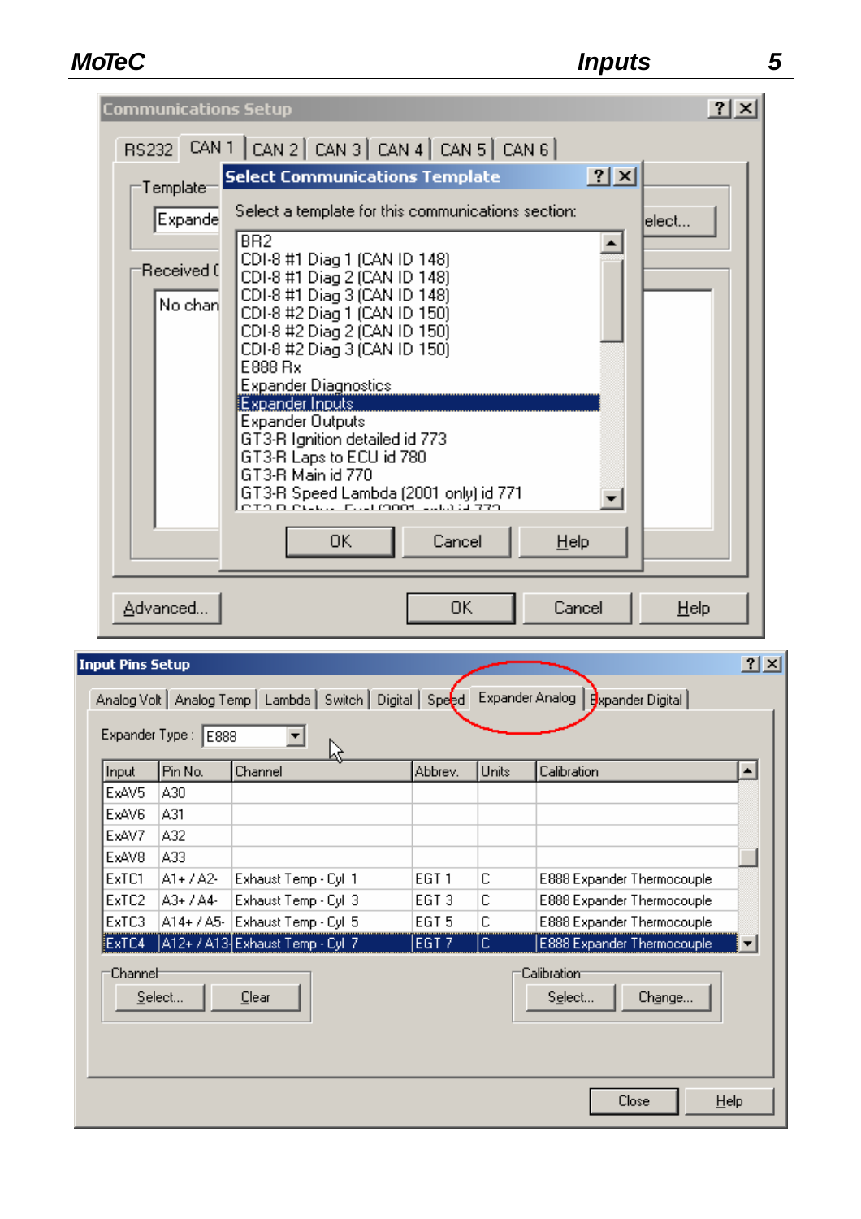**Communications Setup**

RS232 | CAN 1 | CAN 2 | CAN 3 | CAN 4 | CAN 5 | CAN 6

Template: Expande...

Received ...: No chan...

Advanced... | OK | Cancel | Help

**Select Communications Template**

Select a template for this communications section:

- BR2
- CDI-8 #1 Diag 1 (CAN ID 148)
- CDI-8 #1 Diag 2 (CAN ID 148)
- CDI-8 #1 Diag 3 (CAN ID 148)
- CDI-8 #2 Diag 1 (CAN ID 150)
- CDI-8 #2 Diag 2 (CAN ID 150)
- CDI-8 #2 Diag 3 (CAN ID 150)
- E888 Rx
- Expander Diagnostics
- Expander Inputs
- Expander Outputs
- GT3-R Ignition detailed id 773
- GT3-R Laps to ECU id 780
- GT3-R Main id 770
- GT3-R Speed Lambda (2001 only) id 771

OK | Cancel | Help

**Input Pins Setup**

Analog Volt | Analog Temp | Lambda | Switch | Digital | Speed | Expander Analog | Expander Digital

Expander Type: E888

| Input | Pin No. | Channel | Abbrev. | Units | Calibration |
|---|---|---|---|---|---|
| ExAV5 | A30 | | | | |
| ExAV6 | A31 | | | | |
| ExAV7 | A32 | | | | |
| ExAV8 | A33 | | | | |
| ExTC1 | A1+ / A2- | Exhaust Temp - Cyl 1 | EGT 1 | C | E888 Expander Thermocouple |
| ExTC2 | A3+ / A4- | Exhaust Temp - Cyl 3 | EGT 3 | C | E888 Expander Thermocouple |
| ExTC3 | A14+ / A5- | Exhaust Temp - Cyl 5 | EGT 5 | C | E888 Expander Thermocouple |
| ExTC4 | A12+ / A13- | Exhaust Temp - Cyl 7 | EGT 7 | C | E888 Expander Thermocouple |

Channel: Select... | Clear

Calibration: Select... | Change...

Close | Help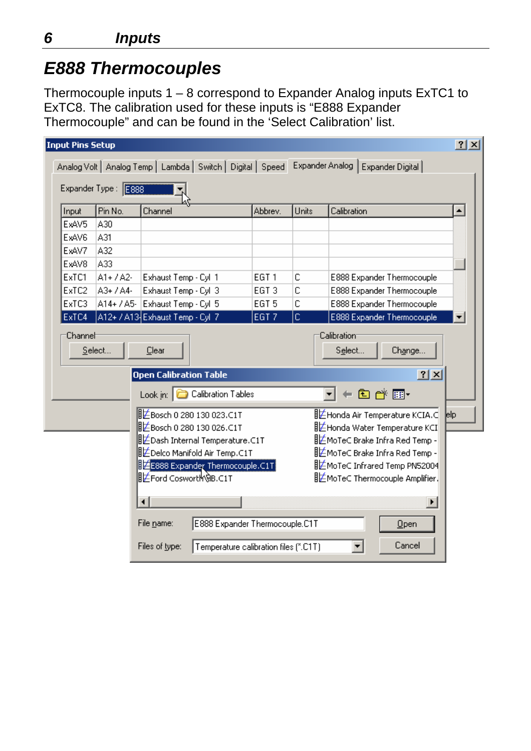# E888 Thermocouples

Thermocouple inputs 1 – 8 correspond to Expander Analog inputs ExTC1 to ExTC8. The calibration used for these inputs is “E888 Expander Thermocouple” and can be found in the ‘Select Calibration’ list.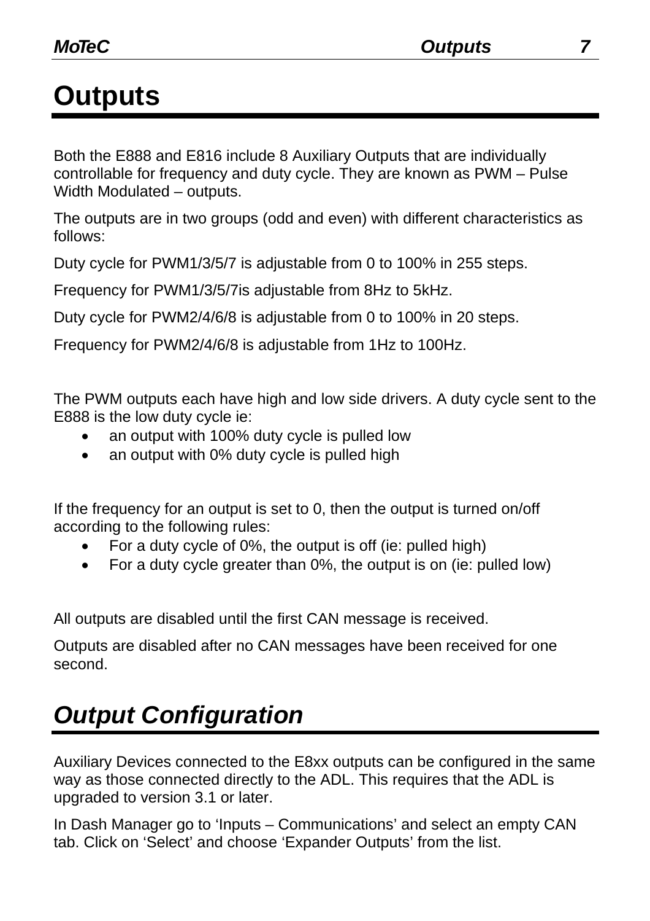# Outputs

Both the E888 and E816 include 8 Auxiliary Outputs that are individually controllable for frequency and duty cycle. They are known as PWM – Pulse Width Modulated – outputs.

The outputs are in two groups (odd and even) with different characteristics as follows:

Duty cycle for PWM1/3/5/7 is adjustable from 0 to 100% in 255 steps.

Frequency for PWM1/3/5/7is adjustable from 8Hz to 5kHz.

Duty cycle for PWM2/4/6/8 is adjustable from 0 to 100% in 20 steps.

Frequency for PWM2/4/6/8 is adjustable from 1Hz to 100Hz.

The PWM outputs each have high and low side drivers. A duty cycle sent to the E888 is the low duty cycle ie:

- an output with 100% duty cycle is pulled low
- an output with 0% duty cycle is pulled high

If the frequency for an output is set to 0, then the output is turned on/off according to the following rules:

- For a duty cycle of 0%, the output is off (ie: pulled high)
- For a duty cycle greater than 0%, the output is on (ie: pulled low)

All outputs are disabled until the first CAN message is received.

Outputs are disabled after no CAN messages have been received for one second.

## *Output Configuration*

Auxiliary Devices connected to the E8xx outputs can be configured in the same way as those connected directly to the ADL. This requires that the ADL is upgraded to version 3.1 or later.

In Dash Manager go to 'Inputs – Communications' and select an empty CAN tab. Click on 'Select' and choose 'Expander Outputs' from the list.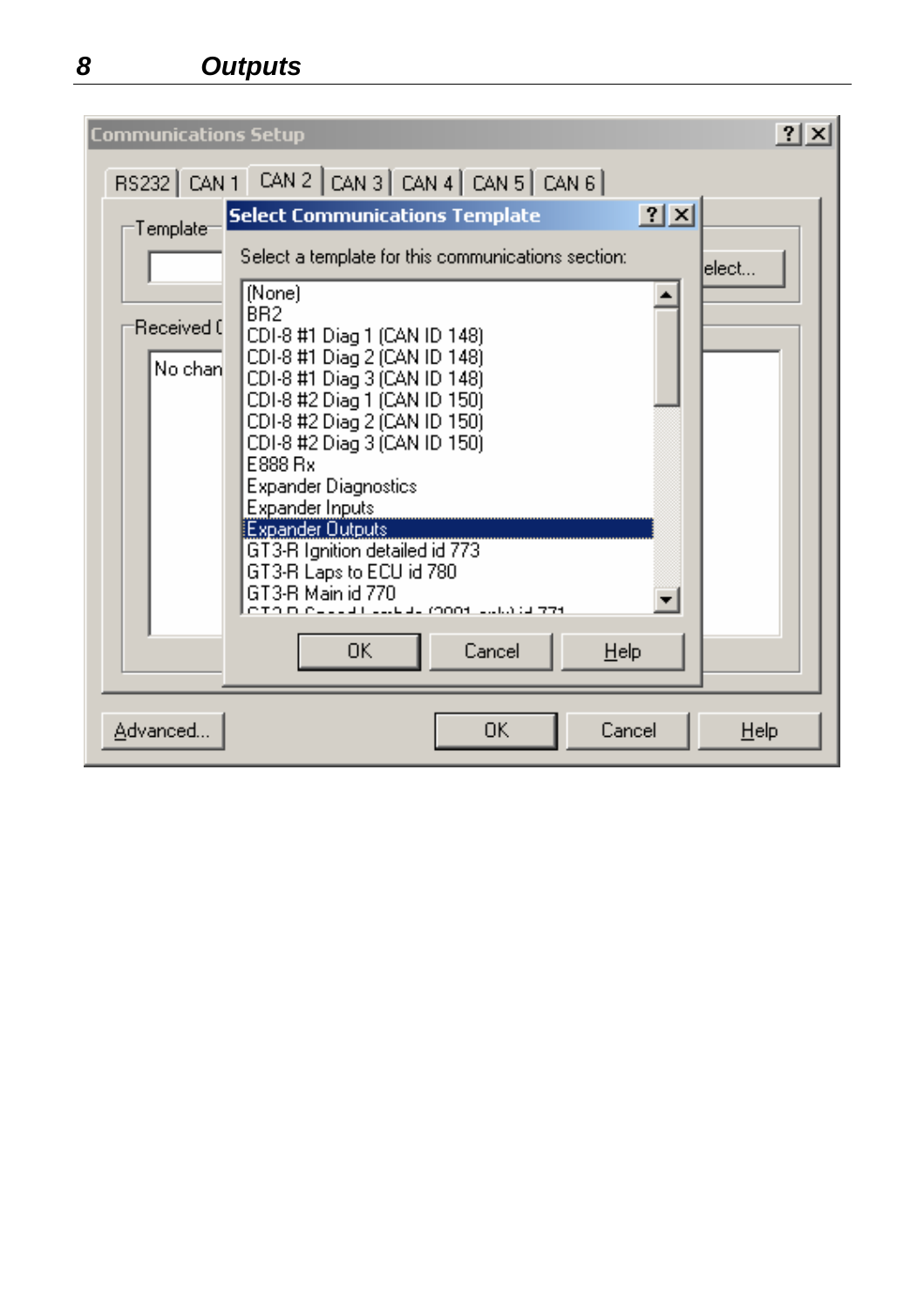**Communications Setup**

RS232 | CAN 1 | CAN 2 | CAN 3 | CAN 4 | CAN 5 | CAN 6

Template

Received (

No chan

**Select Communications Template**

Select a template for this communications section:

- (None)
- BR2
- CDI-8 #1 Diag 1 (CAN ID 148)
- CDI-8 #1 Diag 2 (CAN ID 148)
- CDI-8 #1 Diag 3 (CAN ID 148)
- CDI-8 #2 Diag 1 (CAN ID 150)
- CDI-8 #2 Diag 2 (CAN ID 150)
- CDI-8 #2 Diag 3 (CAN ID 150)
- E888 Rx
- Expander Diagnostics
- Expander Inputs
- Expander Outputs
- GT3-R Ignition detailed id 773
- GT3-R Laps to ECU id 780
- GT3-R Main id 770

OK | Cancel | Help

elect...

Advanced... | OK | Cancel | Help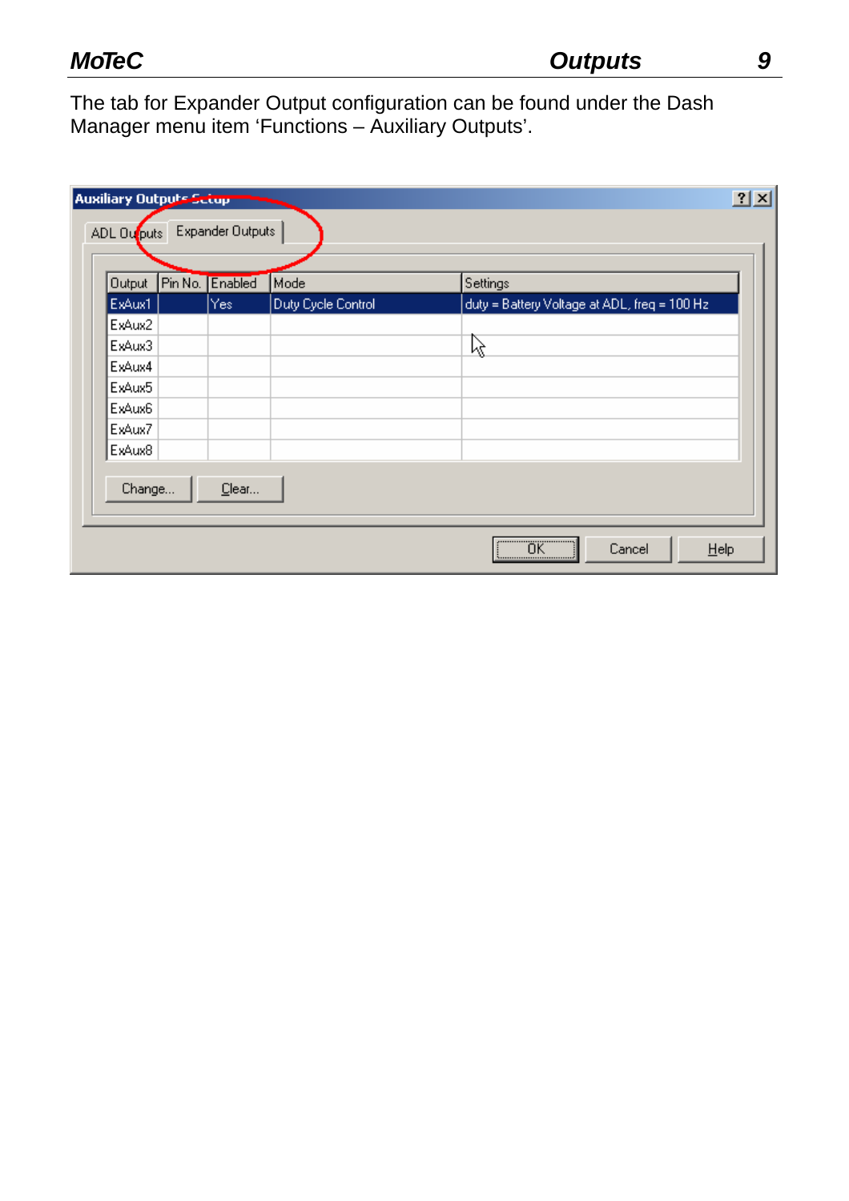The tab for Expander Output configuration can be found under the Dash Manager menu item ‘Functions – Auxiliary Outputs’.

**Auxiliary Outputs Setup**

ADL Outputs | Expander Outputs

| Output | Pin No. | Enabled | Mode | Settings |
|---|---|---|---|---|
| ExAux1 | | Yes | Duty Cycle Control | duty = Battery Voltage at ADL, freq = 100 Hz |
| ExAux2 | | | | |
| ExAux3 | | | | |
| ExAux4 | | | | |
| ExAux5 | | | | |
| ExAux6 | | | | |
| ExAux7 | | | | |
| ExAux8 | | | | |

Change... | Clear...

OK | Cancel | Help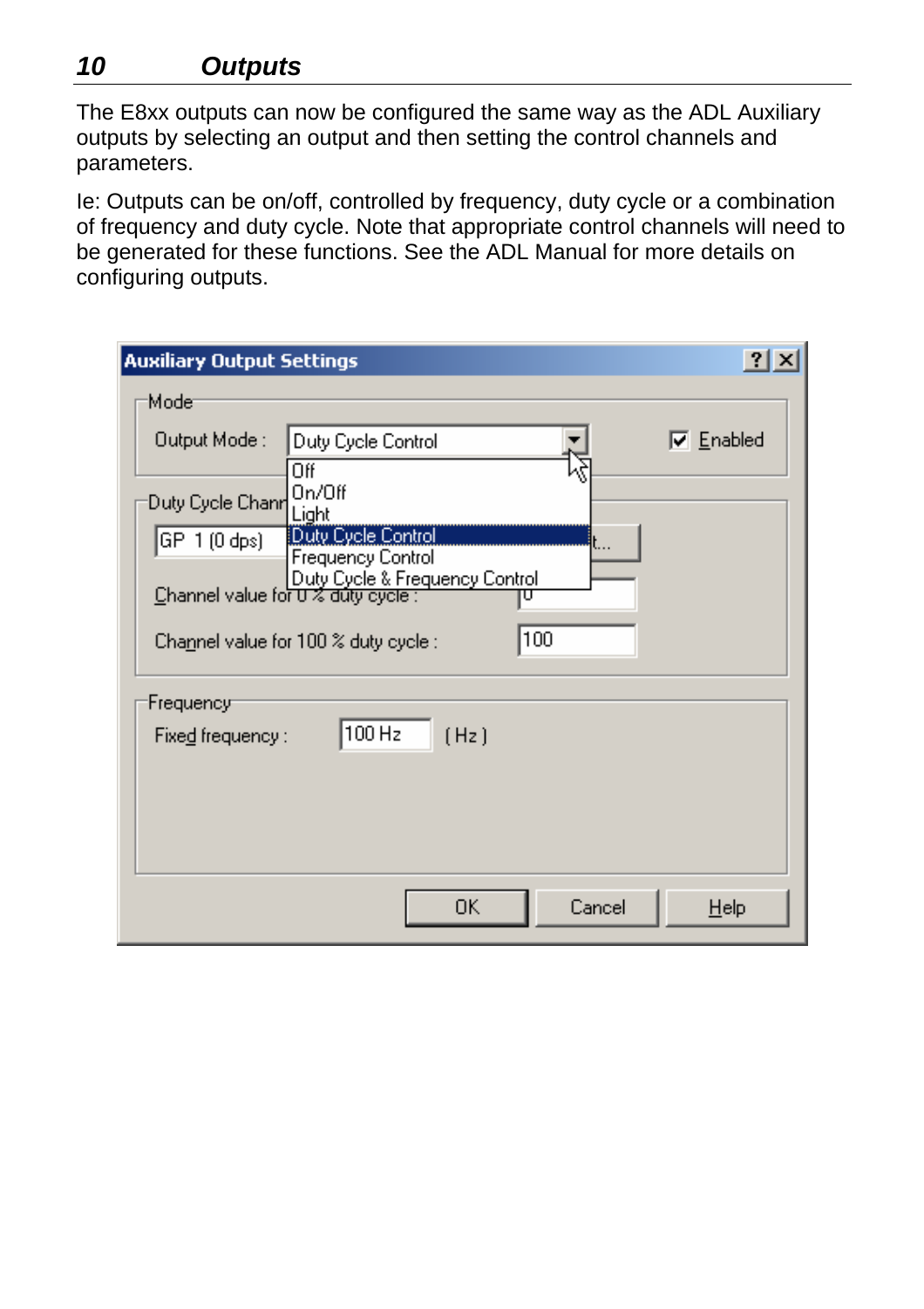# 10 Outputs

The E8xx outputs can now be configured the same way as the ADL Auxiliary outputs by selecting an output and then setting the control channels and parameters.

Ie: Outputs can be on/off, controlled by frequency, duty cycle or a combination of frequency and duty cycle. Note that appropriate control channels will need to be generated for these functions. See the ADL Manual for more details on configuring outputs.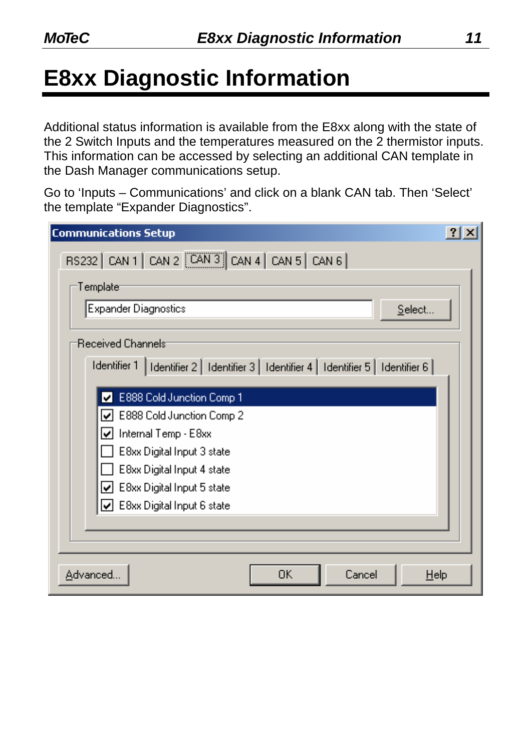# E8xx Diagnostic Information

Additional status information is available from the E8xx along with the state of the 2 Switch Inputs and the temperatures measured on the 2 thermistor inputs. This information can be accessed by selecting an additional CAN template in the Dash Manager communications setup.

Go to 'Inputs – Communications' and click on a blank CAN tab. Then 'Select' the template "Expander Diagnostics".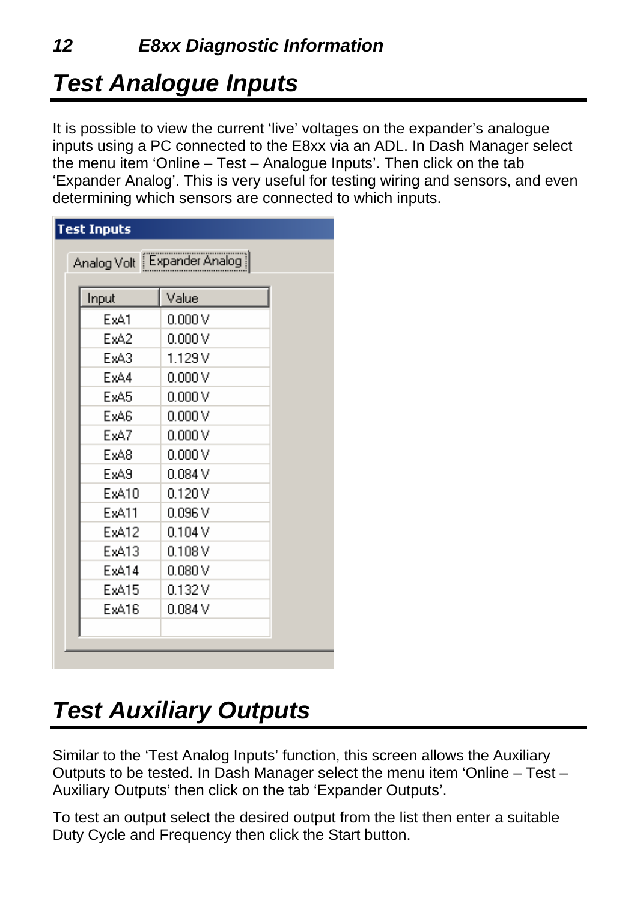# Test Analogue Inputs

It is possible to view the current 'live' voltages on the expander's analogue inputs using a PC connected to the E8xx via an ADL. In Dash Manager select the menu item 'Online – Test – Analogue Inputs'. Then click on the tab 'Expander Analog'. This is very useful for testing wiring and sensors, and even determining which sensors are connected to which inputs.

**Test Inputs**

Analog Volt | Expander Analog

| Input | Value |
|---|---|
| ExA1 | 0.000 V |
| ExA2 | 0.000 V |
| ExA3 | 1.129 V |
| ExA4 | 0.000 V |
| ExA5 | 0.000 V |
| ExA6 | 0.000 V |
| ExA7 | 0.000 V |
| ExA8 | 0.000 V |
| ExA9 | 0.084 V |
| ExA10 | 0.120 V |
| ExA11 | 0.096 V |
| ExA12 | 0.104 V |
| ExA13 | 0.108 V |
| ExA14 | 0.080 V |
| ExA15 | 0.132 V |
| ExA16 | 0.084 V |

# Test Auxiliary Outputs

Similar to the 'Test Analog Inputs' function, this screen allows the Auxiliary Outputs to be tested. In Dash Manager select the menu item 'Online – Test – Auxiliary Outputs' then click on the tab 'Expander Outputs'.

To test an output select the desired output from the list then enter a suitable Duty Cycle and Frequency then click the Start button.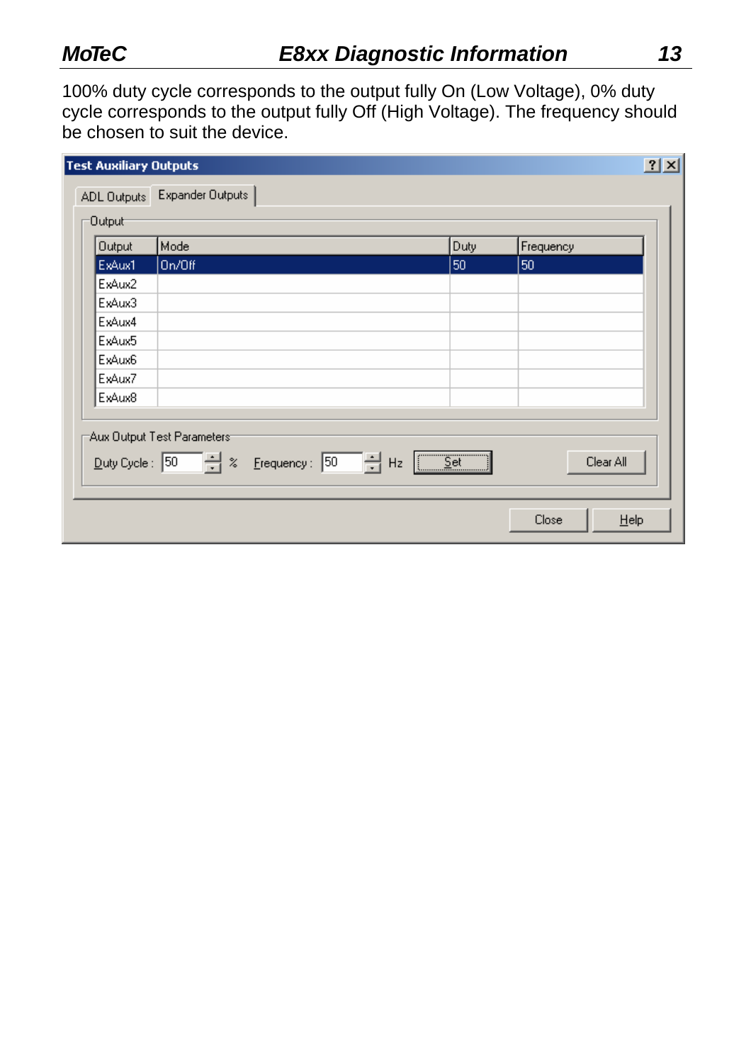100% duty cycle corresponds to the output fully On (Low Voltage), 0% duty cycle corresponds to the output fully Off (High Voltage). The frequency should be chosen to suit the device.

**Test Auxiliary Outputs**

ADL Outputs | Expander Outputs

Output

| Output | Mode | Duty | Frequency |
|---|---|---|---|
| ExAux1 | On/Off | 50 | 50 |
| ExAux2 | | | |
| ExAux3 | | | |
| ExAux4 | | | |
| ExAux5 | | | |
| ExAux6 | | | |
| ExAux7 | | | |
| ExAux8 | | | |

Aux Output Test Parameters

Duty Cycle : 50 % Frequency : 50 Hz [Set] [Clear All]

[Close] [Help]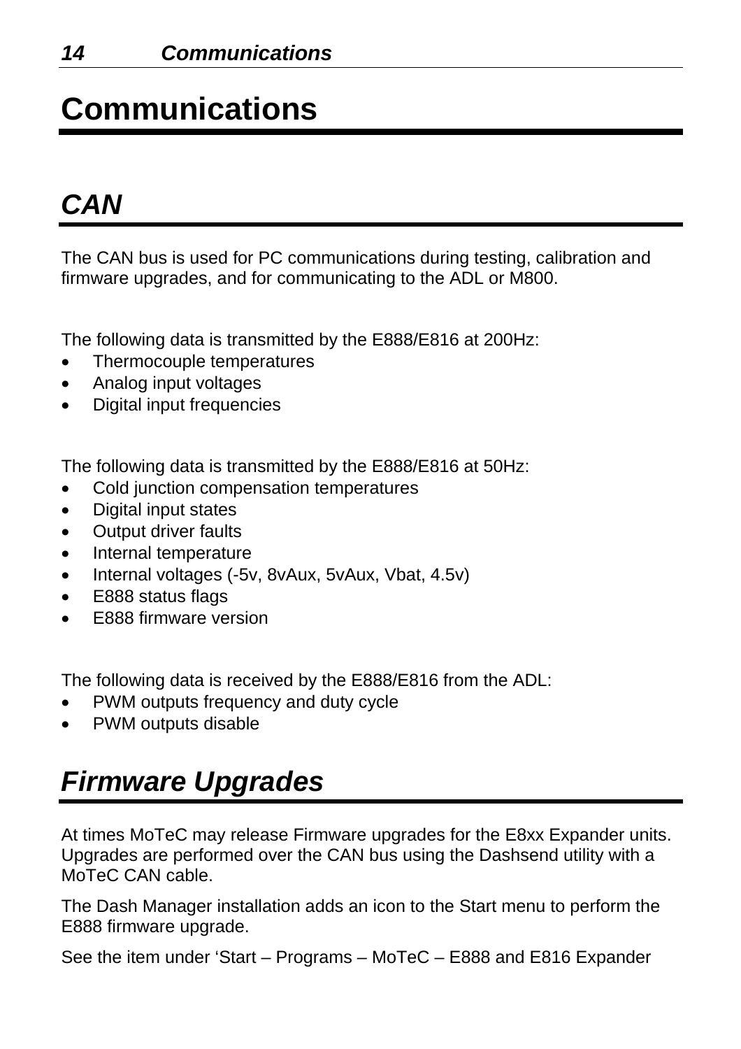# Communications

## *CAN*

The CAN bus is used for PC communications during testing, calibration and firmware upgrades, and for communicating to the ADL or M800.

The following data is transmitted by the E888/E816 at 200Hz:

- Thermocouple temperatures
- Analog input voltages
- Digital input frequencies

The following data is transmitted by the E888/E816 at 50Hz:

- Cold junction compensation temperatures
- Digital input states
- Output driver faults
- Internal temperature
- Internal voltages (-5v, 8vAux, 5vAux, Vbat, 4.5v)
- E888 status flags
- E888 firmware version

The following data is received by the E888/E816 from the ADL:

- PWM outputs frequency and duty cycle
- PWM outputs disable

## *Firmware Upgrades*

At times MoTeC may release Firmware upgrades for the E8xx Expander units. Upgrades are performed over the CAN bus using the Dashsend utility with a MoTeC CAN cable.

The Dash Manager installation adds an icon to the Start menu to perform the E888 firmware upgrade.

See the item under 'Start – Programs – MoTeC – E888 and E816 Expander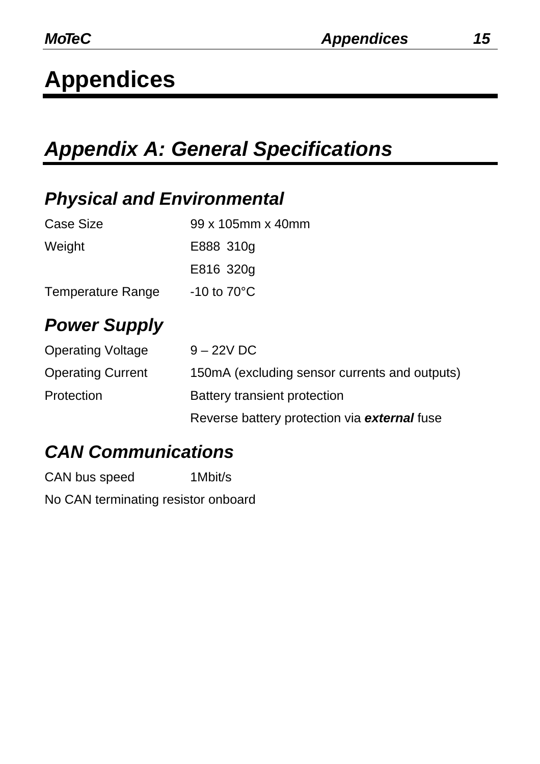# Appendices

## *Appendix A: General Specifications*

### *Physical and Environmental*

| | |
|---|---|
| Case Size | 99 x 105mm x 40mm |
| Weight | E888 310g |
| | E816 320g |
| Temperature Range | -10 to 70°C |

### *Power Supply*

| | |
|---|---|
| Operating Voltage | 9 – 22V DC |
| Operating Current | 150mA (excluding sensor currents and outputs) |
| Protection | Battery transient protection |
| | Reverse battery protection via ***external*** fuse |

### *CAN Communications*

CAN bus speed 1Mbit/s

No CAN terminating resistor onboard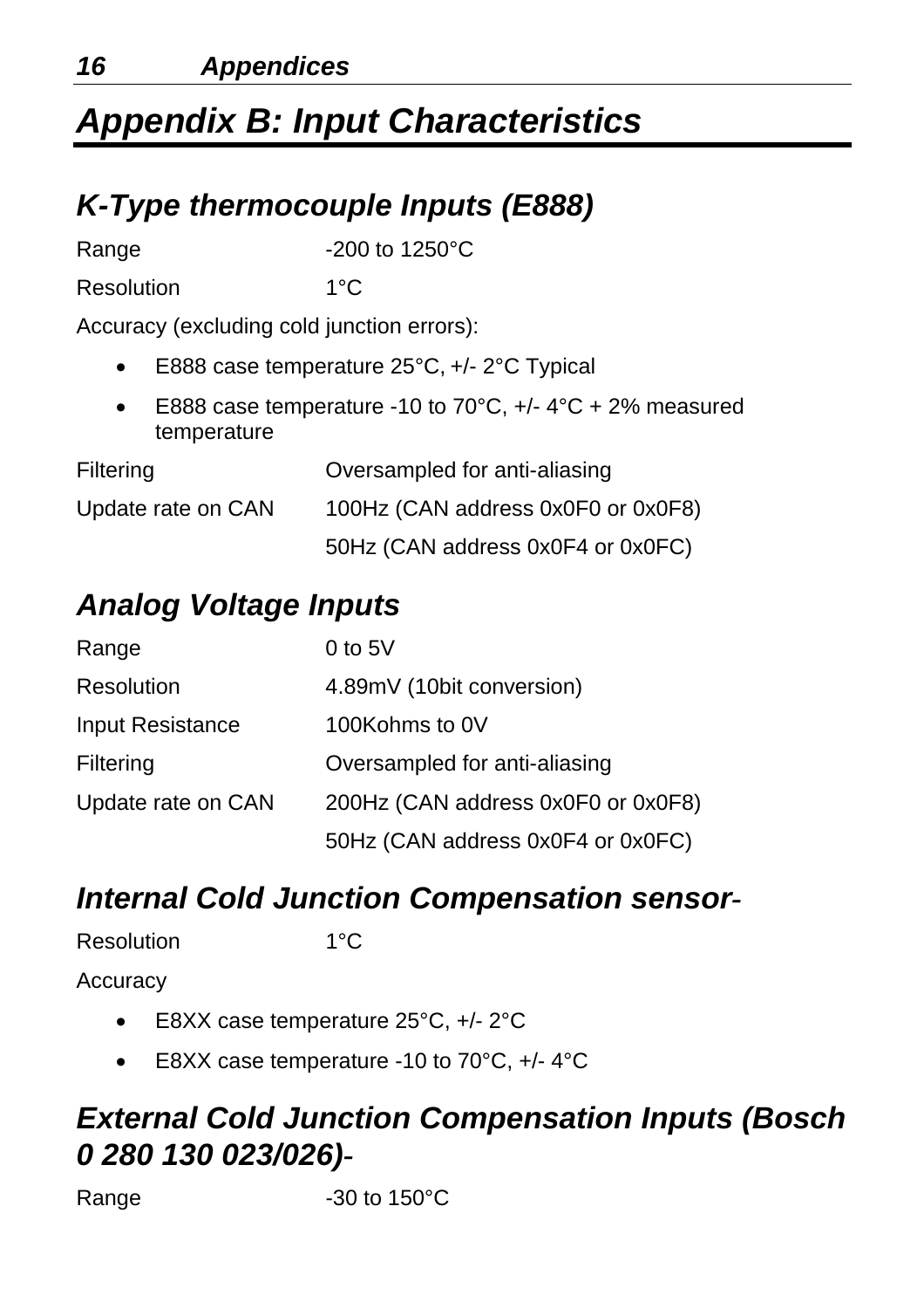# *Appendix B: Input Characteristics*

## *K-Type thermocouple Inputs (E888)*

| | |
|---|---|
| Range | -200 to 1250°C |
| Resolution | 1°C |

Accuracy (excluding cold junction errors):

- E888 case temperature 25°C, +/- 2°C Typical
- E888 case temperature -10 to 70°C, +/- 4°C + 2% measured temperature

| | |
|---|---|
| Filtering | Oversampled for anti-aliasing |
| Update rate on CAN | 100Hz (CAN address 0x0F0 or 0x0F8) |
| | 50Hz (CAN address 0x0F4 or 0x0FC) |

## *Analog Voltage Inputs*

| | |
|---|---|
| Range | 0 to 5V |
| Resolution | 4.89mV (10bit conversion) |
| Input Resistance | 100Kohms to 0V |
| Filtering | Oversampled for anti-aliasing |
| Update rate on CAN | 200Hz (CAN address 0x0F0 or 0x0F8) |
| | 50Hz (CAN address 0x0F4 or 0x0FC) |

## *Internal Cold Junction Compensation sensor*-

| | |
|---|---|
| Resolution | 1°C |

Accuracy

- E8XX case temperature 25°C, +/- 2°C
- E8XX case temperature -10 to 70°C, +/- 4°C

## *External Cold Junction Compensation Inputs (Bosch 0 280 130 023/026)*-

| | |
|---|---|
| Range | -30 to 150°C |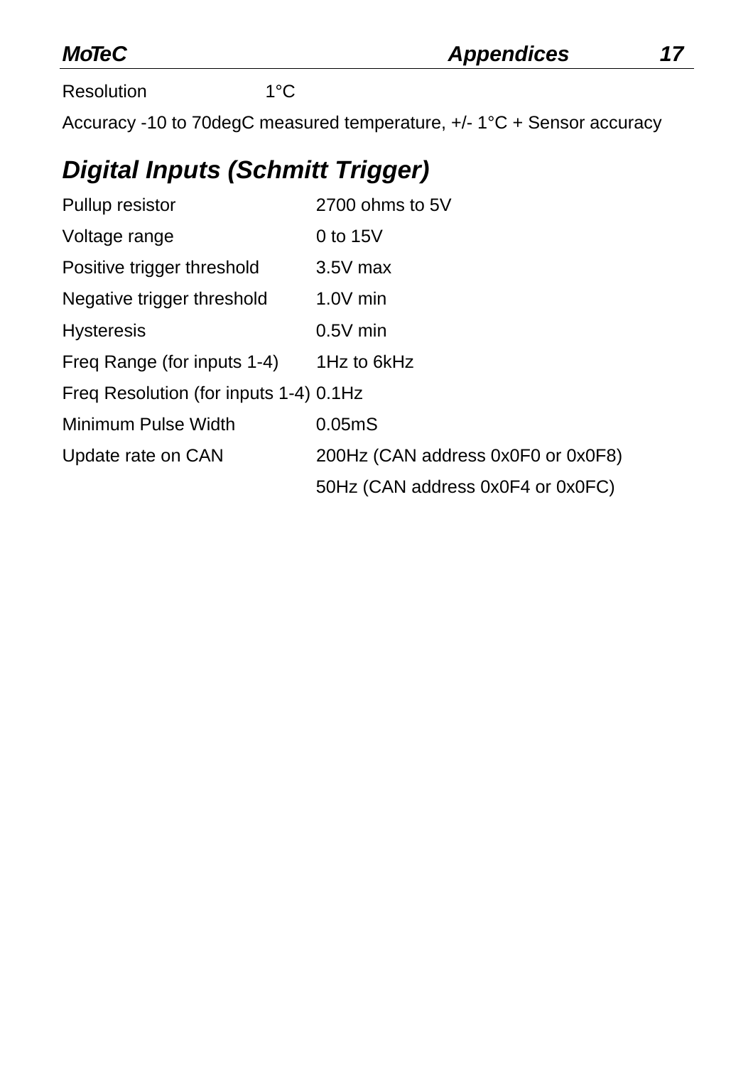Resolution 1°C

Accuracy -10 to 70degC measured temperature, +/- 1°C + Sensor accuracy

## *Digital Inputs (Schmitt Trigger)*

| | |
|---|---|
| Pullup resistor | 2700 ohms to 5V |
| Voltage range | 0 to 15V |
| Positive trigger threshold | 3.5V max |
| Negative trigger threshold | 1.0V min |
| Hysteresis | 0.5V min |
| Freq Range (for inputs 1-4) | 1Hz to 6kHz |
| Freq Resolution (for inputs 1-4) | 0.1Hz |
| Minimum Pulse Width | 0.05mS |
| Update rate on CAN | 200Hz (CAN address 0x0F0 or 0x0F8) |
| | 50Hz (CAN address 0x0F4 or 0x0FC) |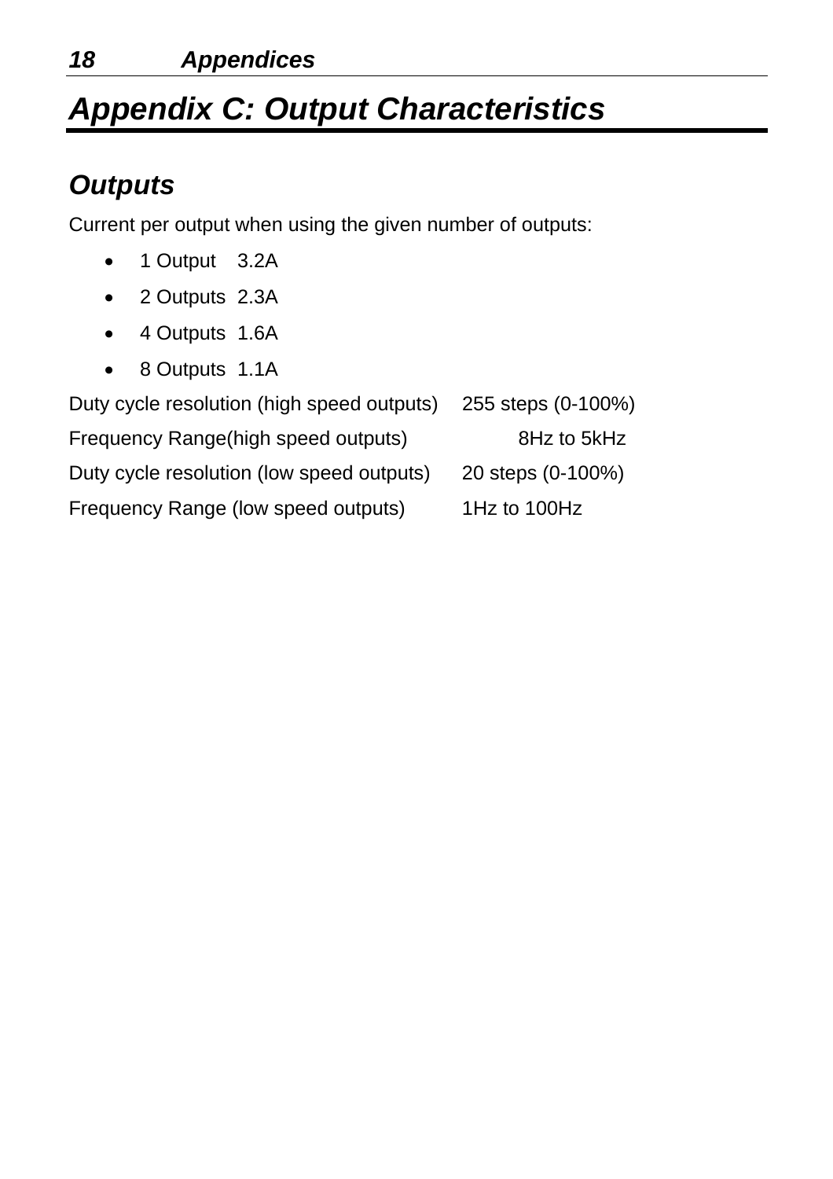# *Appendix C: Output Characteristics*

## *Outputs*

Current per output when using the given number of outputs:

- 1 Output 3.2A
- 2 Outputs 2.3A
- 4 Outputs 1.6A
- 8 Outputs 1.1A

| | |
|---|---|
| Duty cycle resolution (high speed outputs) | 255 steps (0-100%) |
| Frequency Range(high speed outputs) | 8Hz to 5kHz |
| Duty cycle resolution (low speed outputs) | 20 steps (0-100%) |
| Frequency Range (low speed outputs) | 1Hz to 100Hz |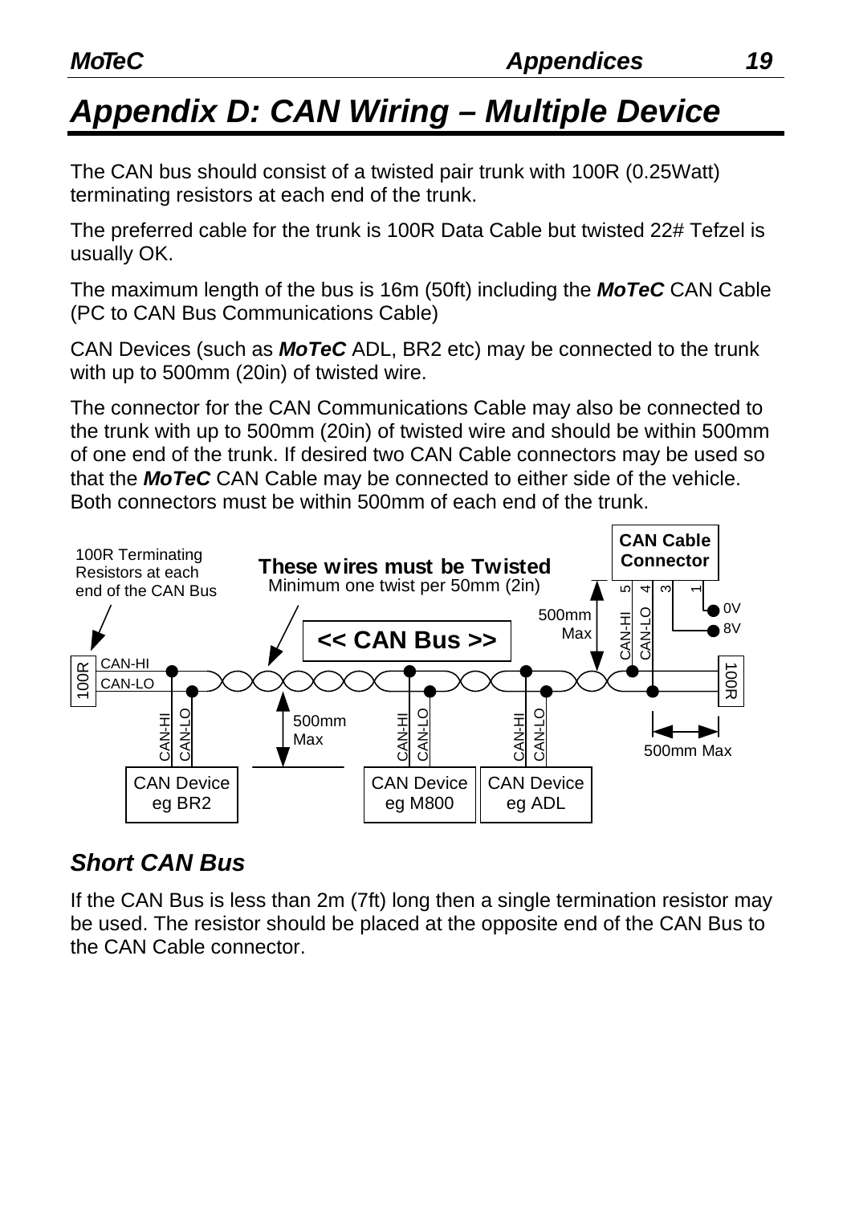# Appendix D: CAN Wiring – Multiple Device

The CAN bus should consist of a twisted pair trunk with 100R (0.25Watt) terminating resistors at each end of the trunk.

The preferred cable for the trunk is 100R Data Cable but twisted 22# Tefzel is usually OK.

The maximum length of the bus is 16m (50ft) including the ***MoTeC*** CAN Cable (PC to CAN Bus Communications Cable)

CAN Devices (such as ***MoTeC*** ADL, BR2 etc) may be connected to the trunk with up to 500mm (20in) of twisted wire.

The connector for the CAN Communications Cable may also be connected to the trunk with up to 500mm (20in) of twisted wire and should be within 500mm of one end of the trunk. If desired two CAN Cable connectors may be used so that the ***MoTeC*** CAN Cable may be connected to either side of the vehicle. Both connectors must be within 500mm of each end of the trunk.

100R Terminating Resistors at each end of the CAN Bus

**These wires must be Twisted**
Minimum one twist per 50mm (2in)

**<< CAN Bus >>**

**CAN Cable Connector**

5 CAN-HI, 4 CAN-LO, 3 0V, 1 8V

500mm Max

100R | CAN-HI | CAN-LO | 100R

CAN Device eg BR2 | CAN Device eg M800 | CAN Device eg ADL

500mm Max

500mm Max

## Short CAN Bus

If the CAN Bus is less than 2m (7ft) long then a single termination resistor may be used. The resistor should be placed at the opposite end of the CAN Bus to the CAN Cable connector.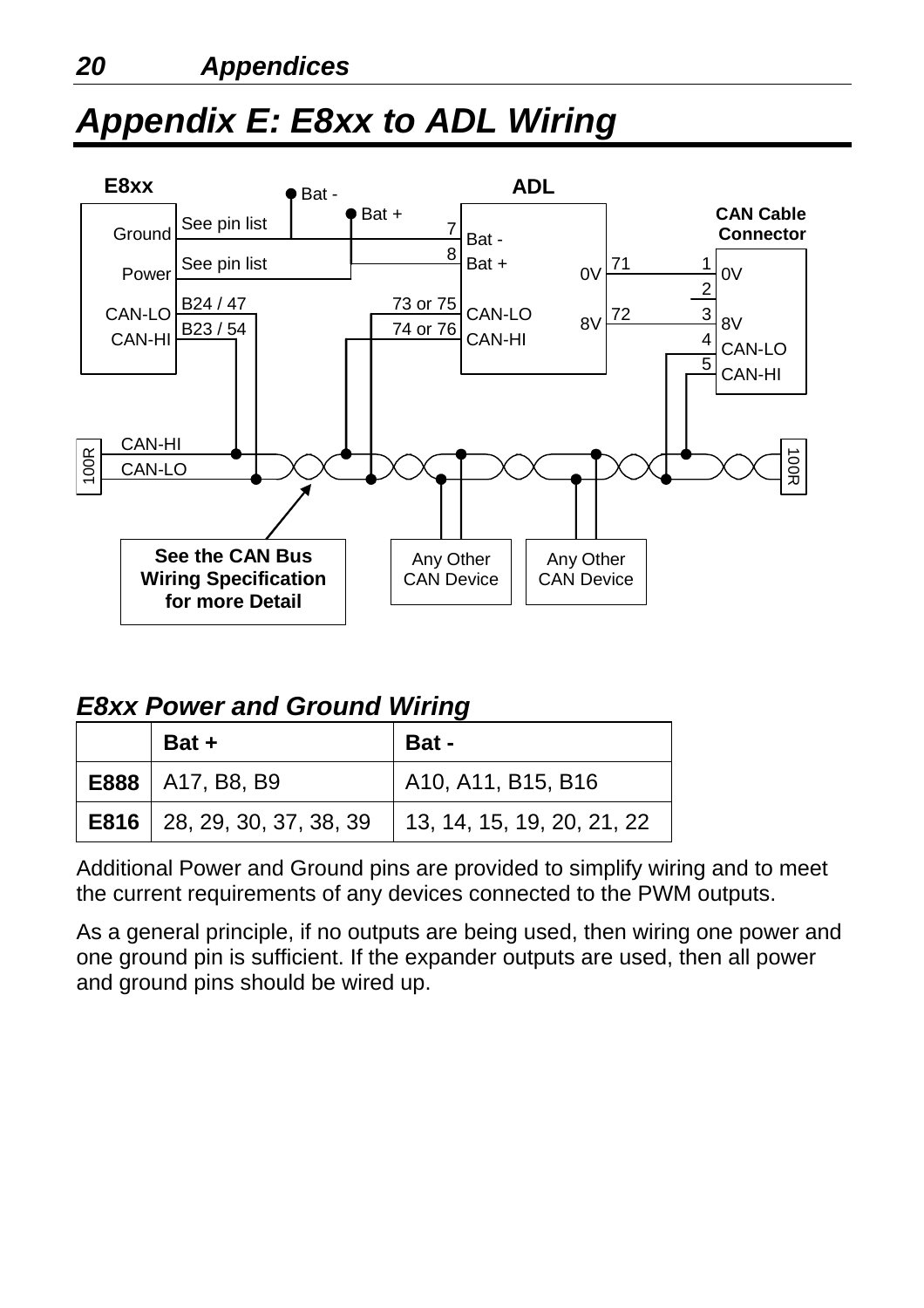# Appendix E: E8xx to ADL Wiring

E8xx

ADL

Ground — See pin list — Bat -

Power — See pin list — Bat +

CAN-LO — B24 / 47

CAN-HI — B23 / 54

7 Bat -

8 Bat +

73 or 75 CAN-LO

74 or 76 CAN-HI

0V 71 — 1 0V

8V 72 — 3 8V

CAN Cable Connector

2

4 CAN-LO

5 CAN-HI

CAN-HI

CAN-LO

100R

100R

See the CAN Bus Wiring Specification for more Detail

Any Other CAN Device

Any Other CAN Device

## *E8xx Power and Ground Wiring*

| | Bat + | Bat - |
|---|---|---|
| **E888** | A17, B8, B9 | A10, A11, B15, B16 |
| **E816** | 28, 29, 30, 37, 38, 39 | 13, 14, 15, 19, 20, 21, 22 |

Additional Power and Ground pins are provided to simplify wiring and to meet the current requirements of any devices connected to the PWM outputs.

As a general principle, if no outputs are being used, then wiring one power and one ground pin is sufficient. If the expander outputs are used, then all power and ground pins should be wired up.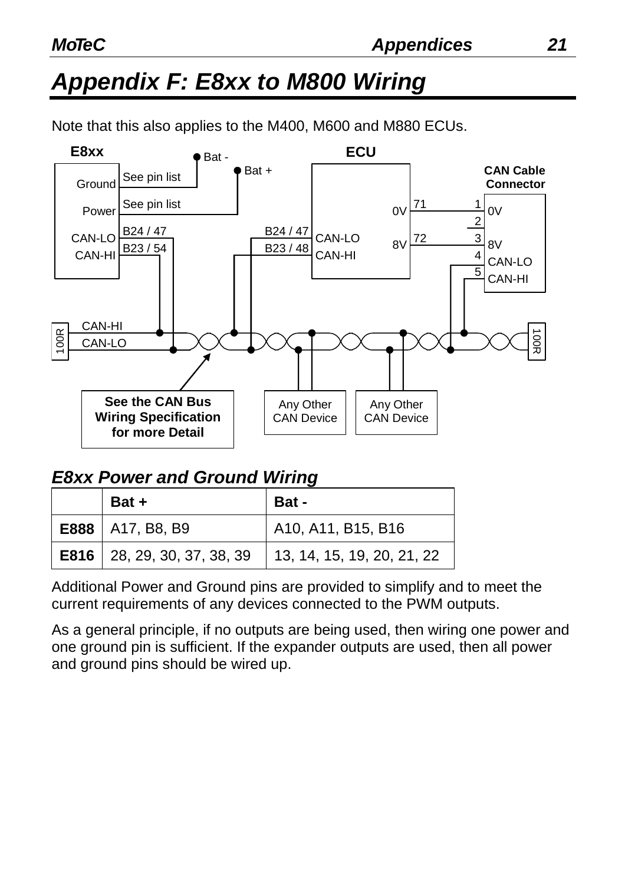# Appendix F: E8xx to M800 Wiring

Note that this also applies to the M400, M600 and M880 ECUs.

E8xx | ECU | Bat - | Bat + | CAN Cable Connector

Ground — See pin list
Power — See pin list
CAN-LO — B24 / 47
CAN-HI — B23 / 54

B24 / 47 — CAN-LO
B23 / 48 — CAN-HI

0V — 71 — 1 — 0V
2
8V — 72 — 3 — 8V
4 — CAN-LO
5 — CAN-HI

100R — CAN-HI / CAN-LO — 100R

See the CAN Bus Wiring Specification for more Detail

Any Other CAN Device

Any Other CAN Device

## E8xx Power and Ground Wiring

| | Bat + | Bat - |
|---|---|---|
| **E888** | A17, B8, B9 | A10, A11, B15, B16 |
| **E816** | 28, 29, 30, 37, 38, 39 | 13, 14, 15, 19, 20, 21, 22 |

Additional Power and Ground pins are provided to simplify and to meet the current requirements of any devices connected to the PWM outputs.

As a general principle, if no outputs are being used, then wiring one power and one ground pin is sufficient. If the expander outputs are used, then all power and ground pins should be wired up.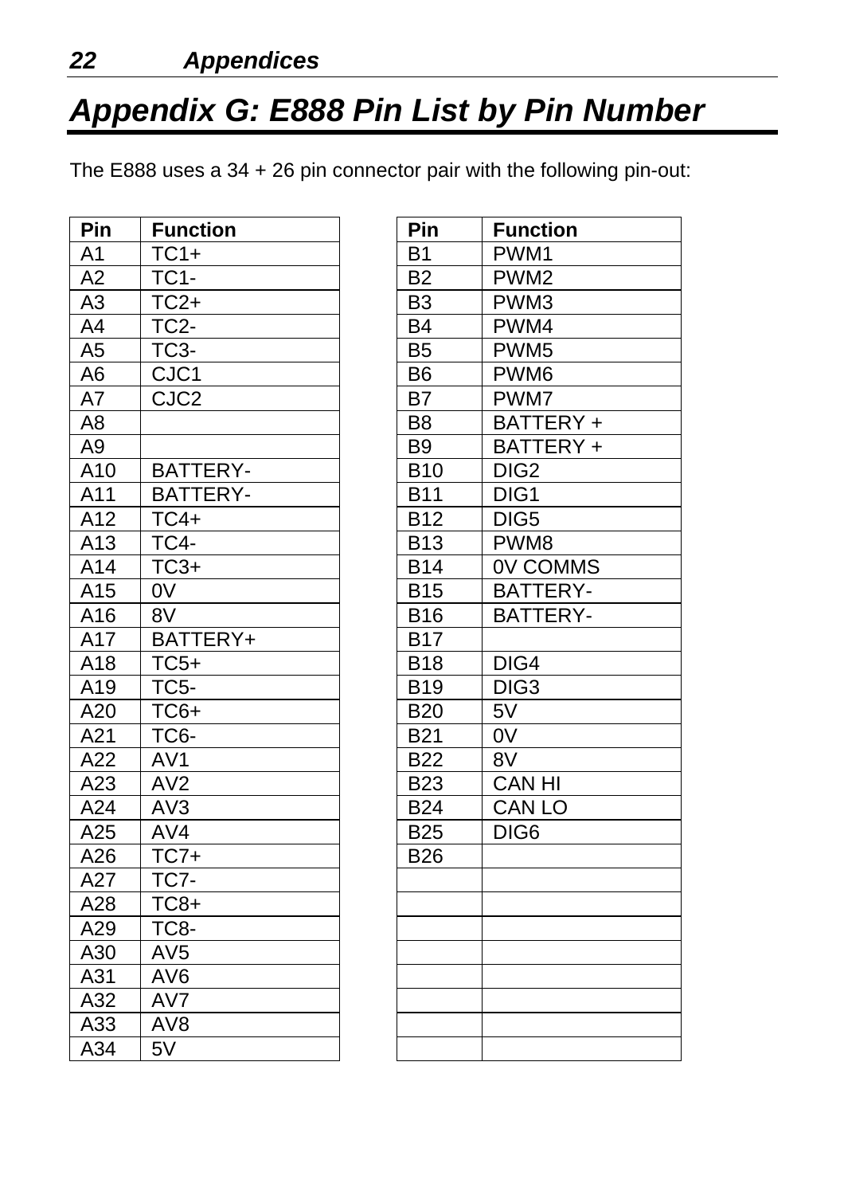# Appendix G: E888 Pin List by Pin Number

The E888 uses a 34 + 26 pin connector pair with the following pin-out:

| Pin | Function |
|---|---|
| A1 | TC1+ |
| A2 | TC1- |
| A3 | TC2+ |
| A4 | TC2- |
| A5 | TC3- |
| A6 | CJC1 |
| A7 | CJC2 |
| A8 | |
| A9 | |
| A10 | BATTERY- |
| A11 | BATTERY- |
| A12 | TC4+ |
| A13 | TC4- |
| A14 | TC3+ |
| A15 | 0V |
| A16 | 8V |
| A17 | BATTERY+ |
| A18 | TC5+ |
| A19 | TC5- |
| A20 | TC6+ |
| A21 | TC6- |
| A22 | AV1 |
| A23 | AV2 |
| A24 | AV3 |
| A25 | AV4 |
| A26 | TC7+ |
| A27 | TC7- |
| A28 | TC8+ |
| A29 | TC8- |
| A30 | AV5 |
| A31 | AV6 |
| A32 | AV7 |
| A33 | AV8 |
| A34 | 5V |

| Pin | Function |
|---|---|
| B1 | PWM1 |
| B2 | PWM2 |
| B3 | PWM3 |
| B4 | PWM4 |
| B5 | PWM5 |
| B6 | PWM6 |
| B7 | PWM7 |
| B8 | BATTERY + |
| B9 | BATTERY + |
| B10 | DIG2 |
| B11 | DIG1 |
| B12 | DIG5 |
| B13 | PWM8 |
| B14 | 0V COMMS |
| B15 | BATTERY- |
| B16 | BATTERY- |
| B17 | |
| B18 | DIG4 |
| B19 | DIG3 |
| B20 | 5V |
| B21 | 0V |
| B22 | 8V |
| B23 | CAN HI |
| B24 | CAN LO |
| B25 | DIG6 |
| B26 | |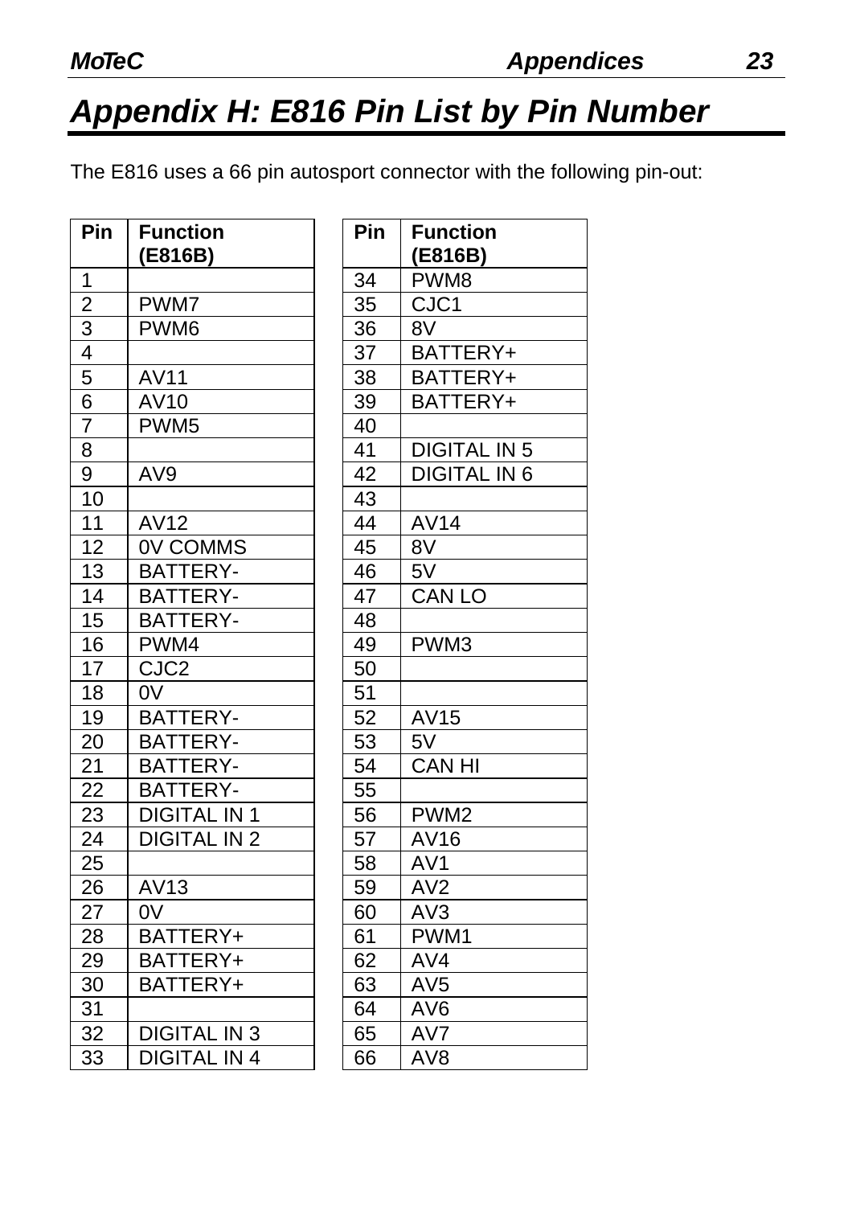# Appendix H: E816 Pin List by Pin Number

The E816 uses a 66 pin autosport connector with the following pin-out:

| Pin | Function (E816B) |
|---|---|
| 1 | |
| 2 | PWM7 |
| 3 | PWM6 |
| 4 | |
| 5 | AV11 |
| 6 | AV10 |
| 7 | PWM5 |
| 8 | |
| 9 | AV9 |
| 10 | |
| 11 | AV12 |
| 12 | 0V COMMS |
| 13 | BATTERY- |
| 14 | BATTERY- |
| 15 | BATTERY- |
| 16 | PWM4 |
| 17 | CJC2 |
| 18 | 0V |
| 19 | BATTERY- |
| 20 | BATTERY- |
| 21 | BATTERY- |
| 22 | BATTERY- |
| 23 | DIGITAL IN 1 |
| 24 | DIGITAL IN 2 |
| 25 | |
| 26 | AV13 |
| 27 | 0V |
| 28 | BATTERY+ |
| 29 | BATTERY+ |
| 30 | BATTERY+ |
| 31 | |
| 32 | DIGITAL IN 3 |
| 33 | DIGITAL IN 4 |

| Pin | Function (E816B) |
|---|---|
| 34 | PWM8 |
| 35 | CJC1 |
| 36 | 8V |
| 37 | BATTERY+ |
| 38 | BATTERY+ |
| 39 | BATTERY+ |
| 40 | |
| 41 | DIGITAL IN 5 |
| 42 | DIGITAL IN 6 |
| 43 | |
| 44 | AV14 |
| 45 | 8V |
| 46 | 5V |
| 47 | CAN LO |
| 48 | |
| 49 | PWM3 |
| 50 | |
| 51 | |
| 52 | AV15 |
| 53 | 5V |
| 54 | CAN HI |
| 55 | |
| 56 | PWM2 |
| 57 | AV16 |
| 58 | AV1 |
| 59 | AV2 |
| 60 | AV3 |
| 61 | PWM1 |
| 62 | AV4 |
| 63 | AV5 |
| 64 | AV6 |
| 65 | AV7 |
| 66 | AV8 |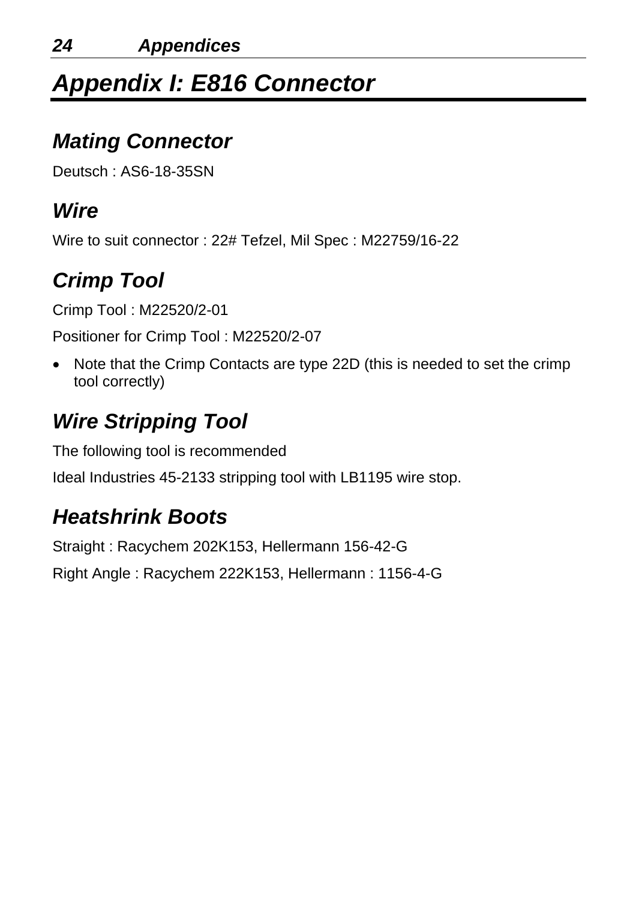# Appendix I: E816 Connector

## Mating Connector

Deutsch : AS6-18-35SN

## Wire

Wire to suit connector : 22# Tefzel, Mil Spec : M22759/16-22

## Crimp Tool

Crimp Tool : M22520/2-01

Positioner for Crimp Tool : M22520/2-07

- Note that the Crimp Contacts are type 22D (this is needed to set the crimp tool correctly)

## Wire Stripping Tool

The following tool is recommended

Ideal Industries 45-2133 stripping tool with LB1195 wire stop.

## Heatshrink Boots

Straight : Racychem 202K153, Hellermann 156-42-G

Right Angle : Racychem 222K153, Hellermann : 1156-4-G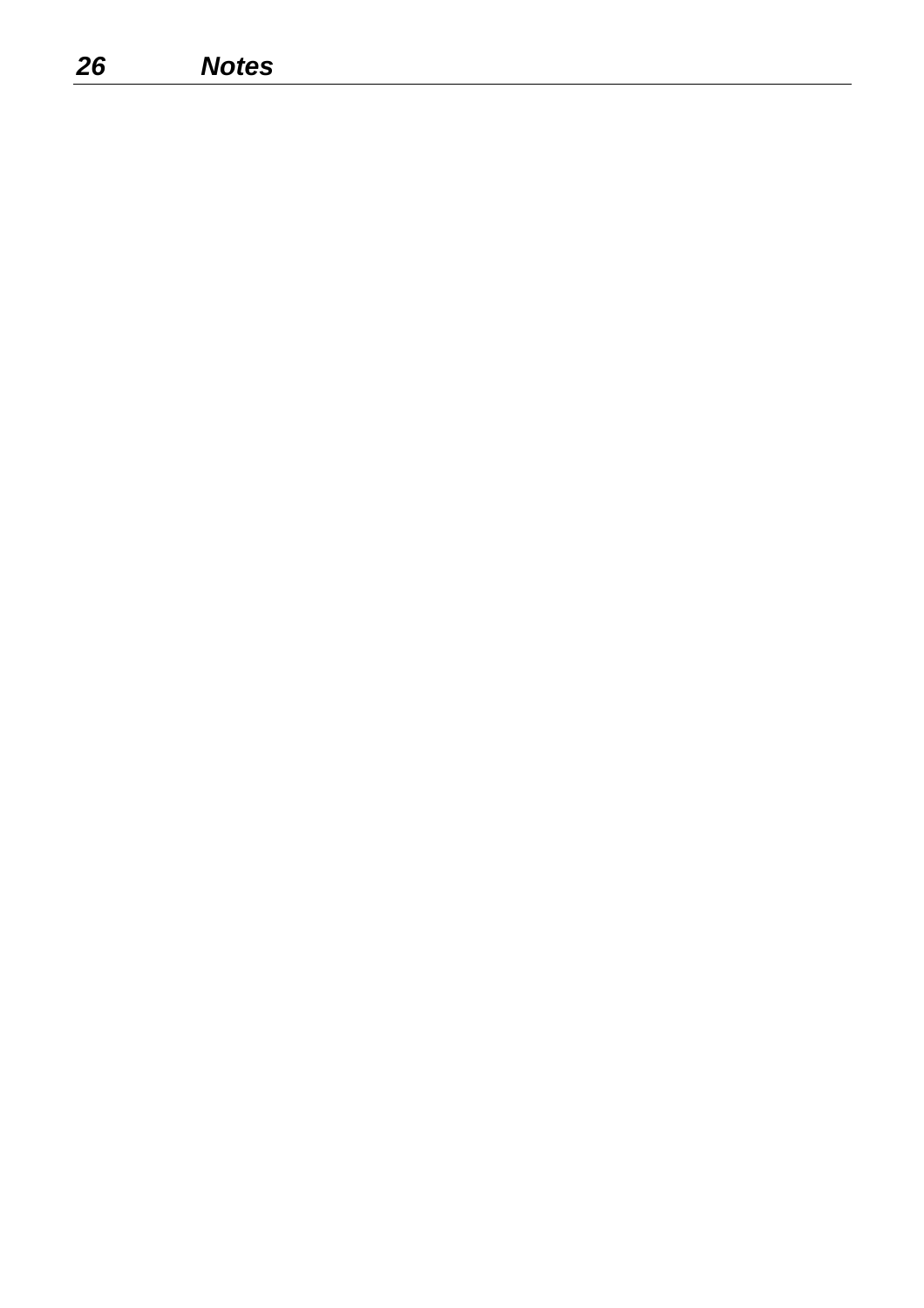# Notes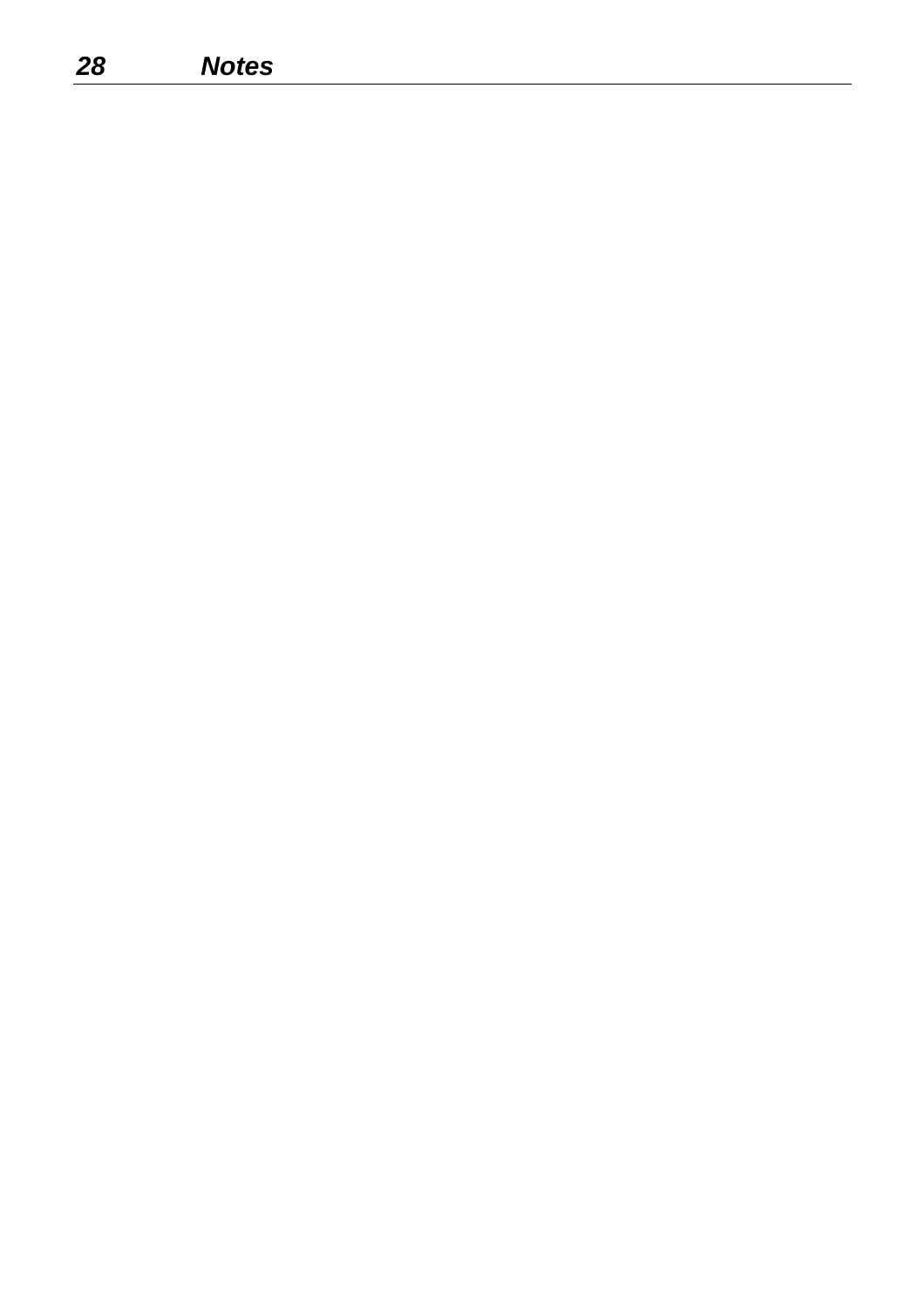# Notes